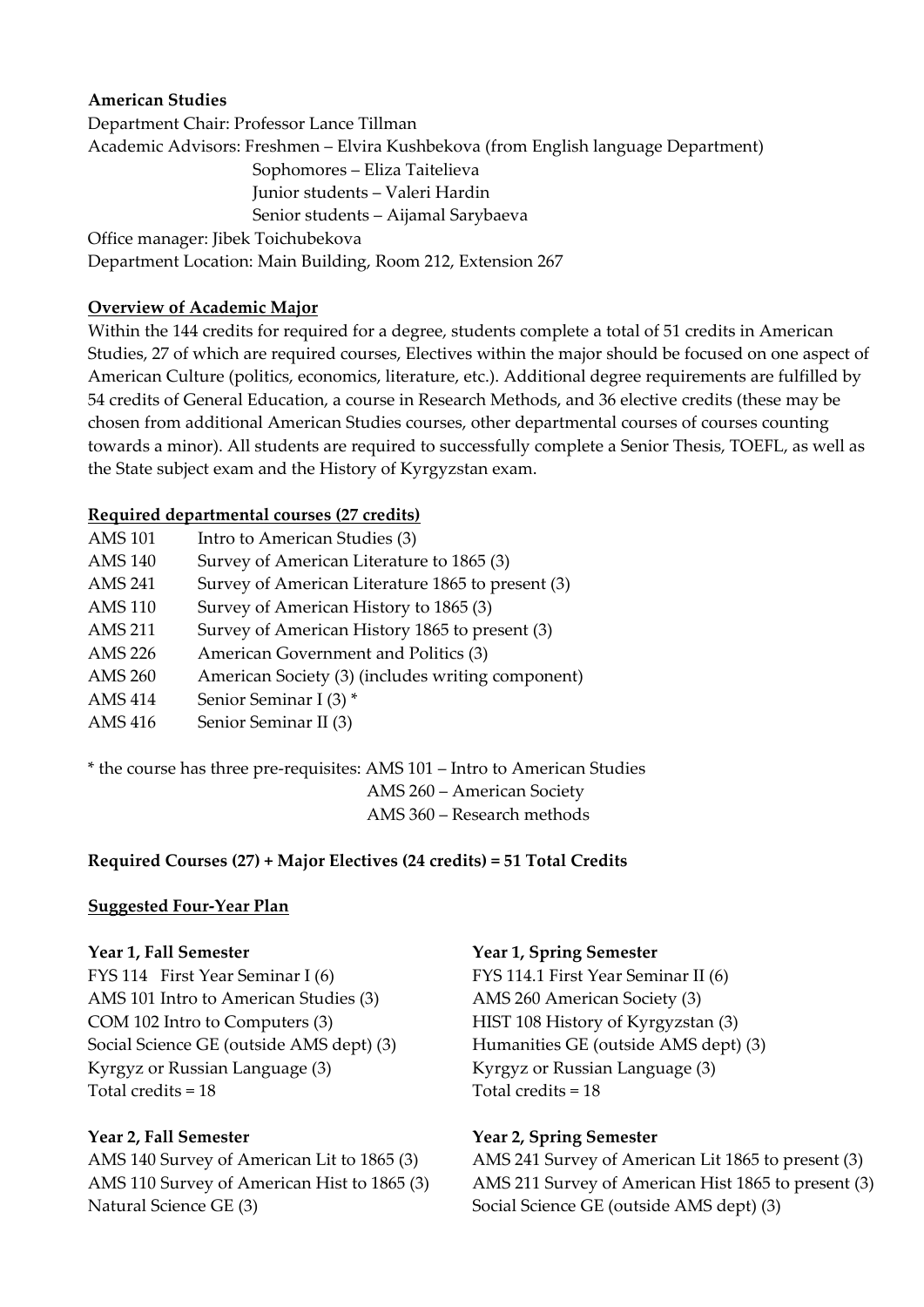**American Studies**

Department Chair: Professor Lance Tillman

Academic Advisors: Freshmen – Elvira Kushbekova (from English language Department)

Sophomores – Eliza Taitelieva

Junior students – Valeri Hardin

Senior students – Aijamal Sarybaeva

Office manager: Jibek Toichubekova

Department Location: Main Building, Room 212, Extension 267

**Overview of Academic Major**

Within the 144 credits for required for a degree, students complete a total of 51 credits in American Studies, 27 of which are required courses, Electives within the major should be focused on one aspect of American Culture (politics, economics, literature, etc.). Additional degree requirements are fulfilled by 54 credits of General Education, a course in Research Methods, and 36 elective credits (these may be chosen from additional American Studies courses, other departmental courses of courses counting towards a minor). All students are required to successfully complete a Senior Thesis, TOEFL, as well as the State subject exam and the History of Kyrgyzstan exam.

**Required departmental courses (27 credits)**

| | |
|---|---|
| AMS 101 | Intro to American Studies (3) |
| AMS 140 | Survey of American Literature to 1865 (3) |
| AMS 241 | Survey of American Literature 1865 to present (3) |
| AMS 110 | Survey of American History to 1865 (3) |
| AMS 211 | Survey of American History 1865 to present (3) |
| AMS 226 | American Government and Politics (3) |
| AMS 260 | American Society (3) (includes writing component) |
| AMS 414 | Senior Seminar I (3) * |
| AMS 416 | Senior Seminar II (3) |

* the course has three pre-requisites: AMS 101 – Intro to American Studies
AMS 260 – American Society
AMS 360 – Research methods

**Required Courses (27) + Major Electives (24 credits) = 51 Total Credits**

**Suggested Four-Year Plan**

**Year 1, Fall Semester**

FYS 114 First Year Seminar I (6)
AMS 101 Intro to American Studies (3)
COM 102 Intro to Computers (3)
Social Science GE (outside AMS dept) (3)
Kyrgyz or Russian Language (3)
Total credits = 18

**Year 1, Spring Semester**

FYS 114.1 First Year Seminar II (6)
AMS 260 American Society (3)
HIST 108 History of Kyrgyzstan (3)
Humanities GE (outside AMS dept) (3)
Kyrgyz or Russian Language (3)
Total credits = 18

**Year 2, Fall Semester**

AMS 140 Survey of American Lit to 1865 (3)
AMS 110 Survey of American Hist to 1865 (3)
Natural Science GE (3)

**Year 2, Spring Semester**

AMS 241 Survey of American Lit 1865 to present (3)
AMS 211 Survey of American Hist 1865 to present (3)
Social Science GE (outside AMS dept) (3)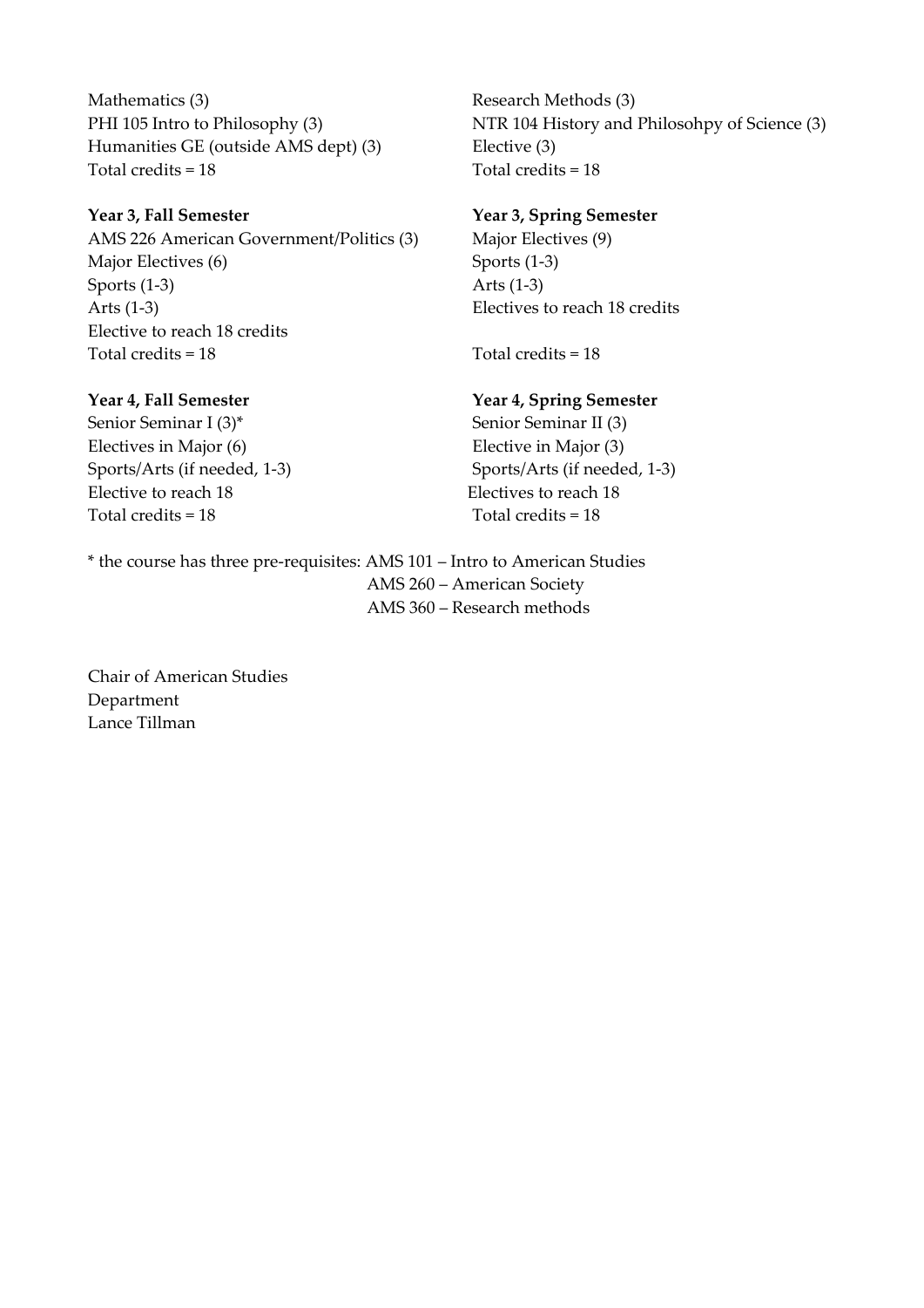Mathematics (3)
PHI 105 Intro to Philosophy (3)
Humanities GE (outside AMS dept) (3)
Total credits = 18

Research Methods (3)
NTR 104 History and Philosohpy of Science (3)
Elective (3)
Total credits = 18

**Year 3, Fall Semester**
AMS 226 American Government/Politics (3)
Major Electives (6)
Sports (1-3)
Arts (1-3)
Elective to reach 18 credits
Total credits = 18

**Year 3, Spring Semester**
Major Electives (9)
Sports (1-3)
Arts (1-3)
Electives to reach 18 credits

Total credits = 18

**Year 4, Fall Semester**
Senior Seminar I (3)*
Electives in Major (6)
Sports/Arts (if needed, 1-3)
Elective to reach 18
Total credits = 18

**Year 4, Spring Semester**
Senior Seminar II (3)
Elective in Major (3)
Sports/Arts (if needed, 1-3)
Electives to reach 18
Total credits = 18

* the course has three pre-requisites: AMS 101 – Intro to American Studies
AMS 260 – American Society
AMS 360 – Research methods

Chair of American Studies
Department
Lance Tillman